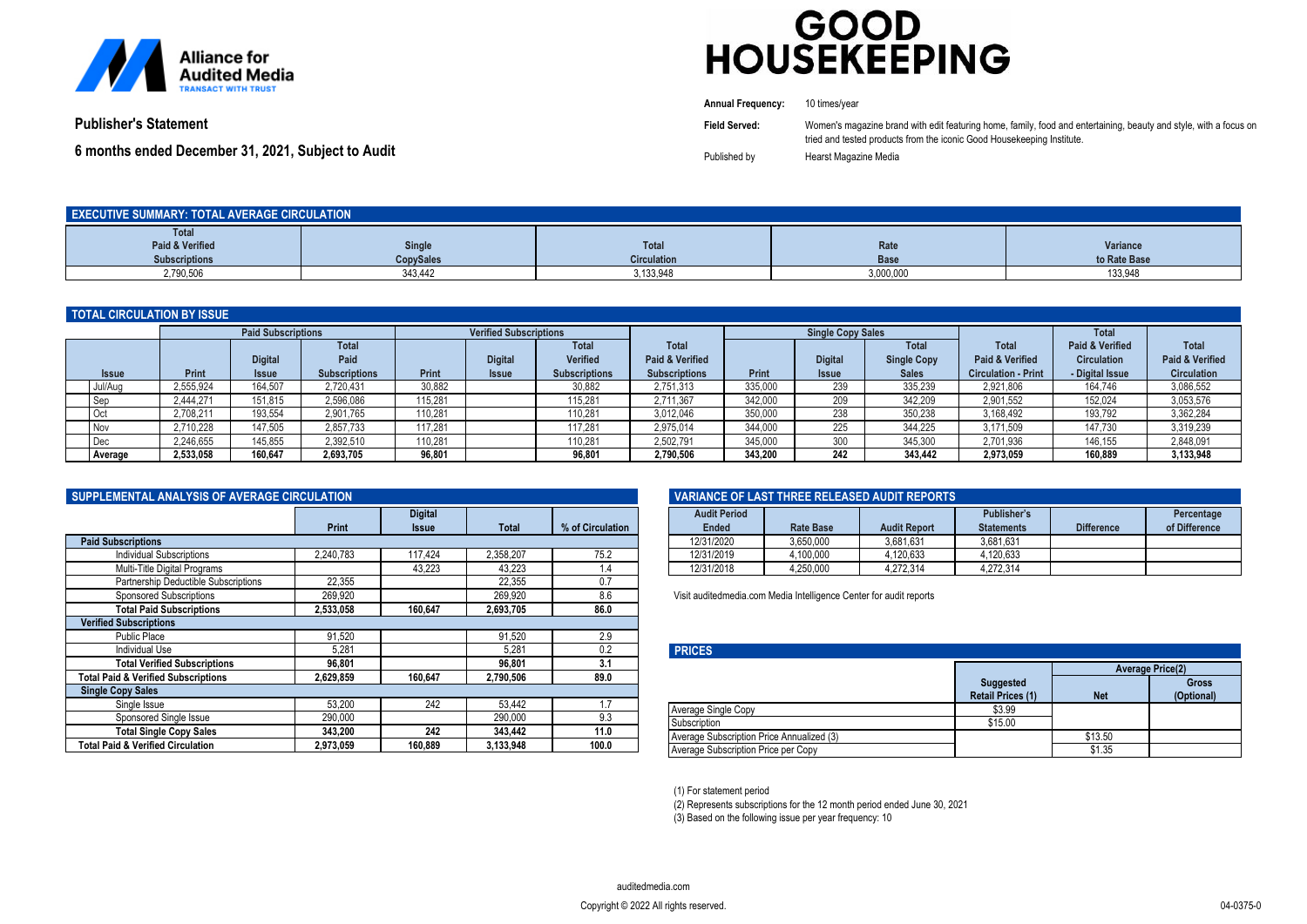Alliance for Audited Media
TRANSACT WITH TRUST

# GOOD HOUSEKEEPING

**Publisher's Statement**

**6 months ended December 31, 2021, Subject to Audit**

**Annual Frequency:** 10 times/year

**Field Served:** Women's magazine brand with edit featuring home, family, food and entertaining, beauty and style, with a focus on tried and tested products from the iconic Good Housekeeping Institute.

Published by Hearst Magazine Media

## EXECUTIVE SUMMARY: TOTAL AVERAGE CIRCULATION

| Total Paid & Verified Subscriptions | Single CopySales | Total Circulation | Rate Base | Variance to Rate Base |
|---|---|---|---|---|
| 2,790,506 | 343,442 | 3,133,948 | 3,000,000 | 133,948 |

## TOTAL CIRCULATION BY ISSUE

| | Paid Subscriptions | | | Verified Subscriptions | | | | Single Copy Sales | | | | | |
|---|---|---|---|---|---|---|---|---|---|---|---|---|---|
| Issue | Print | Digital Issue | Total Paid Subscriptions | Print | Digital Issue | Total Verified Subscriptions | Total Paid & Verified Subscriptions | Print | Digital Issue | Total Single Copy Sales | Total Paid & Verified Circulation - Print | Total Paid & Verified Circulation - Digital Issue | Total Paid & Verified Circulation |
| Jul/Aug | 2,555,924 | 164,507 | 2,720,431 | 30,882 | | 30,882 | 2,751,313 | 335,000 | 239 | 335,239 | 2,921,806 | 164,746 | 3,086,552 |
| Sep | 2,444,271 | 151,815 | 2,596,086 | 115,281 | | 115,281 | 2,711,367 | 342,000 | 209 | 342,209 | 2,901,552 | 152,024 | 3,053,576 |
| Oct | 2,708,211 | 193,554 | 2,901,765 | 110,281 | | 110,281 | 3,012,046 | 350,000 | 238 | 350,238 | 3,168,492 | 193,792 | 3,362,284 |
| Nov | 2,710,228 | 147,505 | 2,857,733 | 117,281 | | 117,281 | 2,975,014 | 344,000 | 225 | 344,225 | 3,171,509 | 147,730 | 3,319,239 |
| Dec | 2,246,655 | 145,855 | 2,392,510 | 110,281 | | 110,281 | 2,502,791 | 345,000 | 300 | 345,300 | 2,701,936 | 146,155 | 2,848,091 |
| **Average** | **2,533,058** | **160,647** | **2,693,705** | **96,801** | | **96,801** | **2,790,506** | **343,200** | **242** | **343,442** | **2,973,059** | **160,889** | **3,133,948** |

## SUPPLEMENTAL ANALYSIS OF AVERAGE CIRCULATION

| | Print | Digital Issue | Total | % of Circulation |
|---|---|---|---|---|
| **Paid Subscriptions** | | | | |
| Individual Subscriptions | 2,240,783 | 117,424 | 2,358,207 | 75.2 |
| Multi-Title Digital Programs | | 43,223 | 43,223 | 1.4 |
| Partnership Deductible Subscriptions | 22,355 | | 22,355 | 0.7 |
| Sponsored Subscriptions | 269,920 | | 269,920 | 8.6 |
| **Total Paid Subscriptions** | **2,533,058** | **160,647** | **2,693,705** | **86.0** |
| **Verified Subscriptions** | | | | |
| Public Place | 91,520 | | 91,520 | 2.9 |
| Individual Use | 5,281 | | 5,281 | 0.2 |
| **Total Verified Subscriptions** | **96,801** | | **96,801** | **3.1** |
| **Total Paid & Verified Subscriptions** | **2,629,859** | **160,647** | **2,790,506** | **89.0** |
| **Single Copy Sales** | | | | |
| Single Issue | 53,200 | 242 | 53,442 | 1.7 |
| Sponsored Single Issue | 290,000 | | 290,000 | 9.3 |
| **Total Single Copy Sales** | **343,200** | **242** | **343,442** | **11.0** |
| **Total Paid & Verified Circulation** | **2,973,059** | **160,889** | **3,133,948** | **100.0** |

## VARIANCE OF LAST THREE RELEASED AUDIT REPORTS

| Audit Period Ended | Rate Base | Audit Report | Publisher's Statements | Difference | Percentage of Difference |
|---|---|---|---|---|---|
| 12/31/2020 | 3,650,000 | 3,681,631 | 3,681,631 | | |
| 12/31/2019 | 4,100,000 | 4,120,633 | 4,120,633 | | |
| 12/31/2018 | 4,250,000 | 4,272,314 | 4,272,314 | | |

Visit auditedmedia.com Media Intelligence Center for audit reports

## PRICES

| | Suggested Retail Prices (1) | Average Price(2) Net | Gross (Optional) |
|---|---|---|---|
| Average Single Copy | $3.99 | | |
| Subscription | $15.00 | | |
| Average Subscription Price Annualized (3) | | $13.50 | |
| Average Subscription Price per Copy | | $1.35 | |

(1) For statement period

(2) Represents subscriptions for the 12 month period ended June 30, 2021

(3) Based on the following issue per year frequency: 10

auditedmedia.com

Copyright © 2022 All rights reserved.

04-0375-0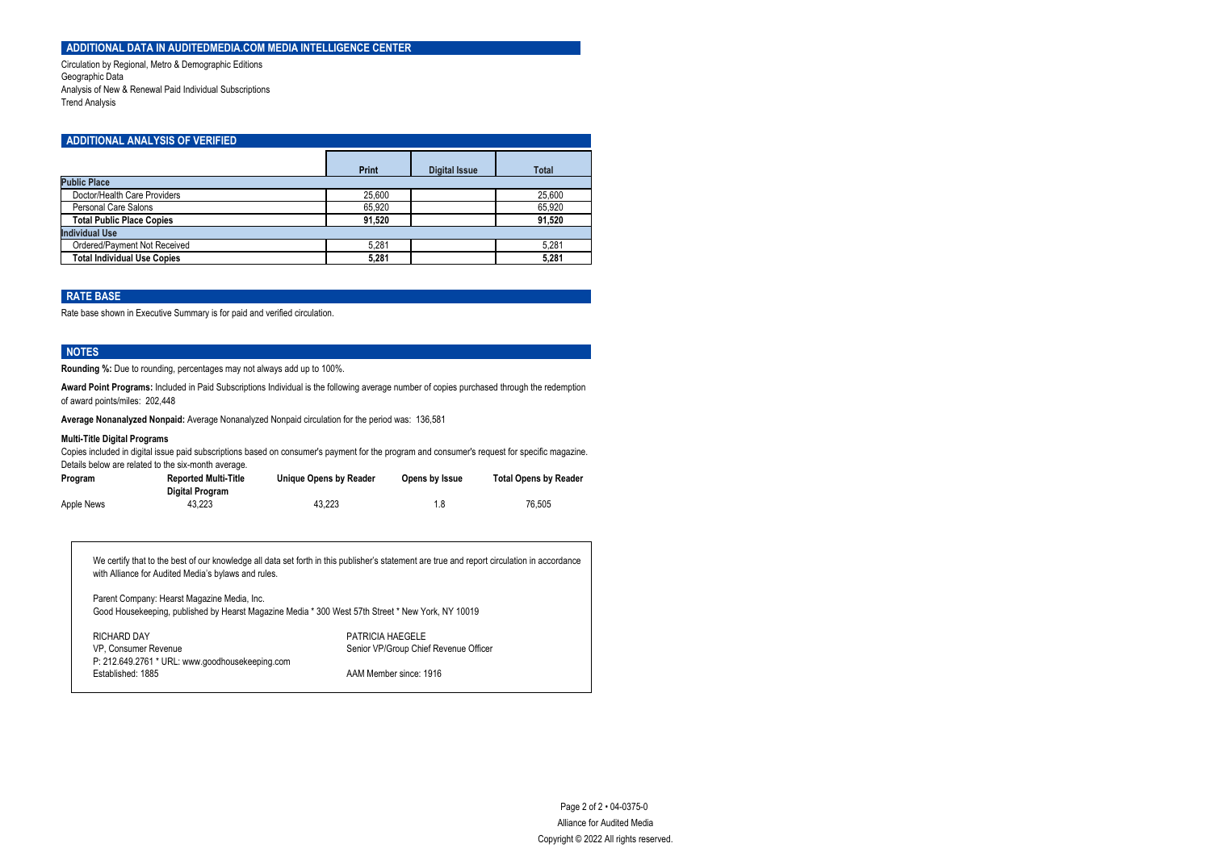## ADDITIONAL DATA IN AUDITEDMEDIA.COM MEDIA INTELLIGENCE CENTER

Circulation by Regional, Metro & Demographic Editions
Geographic Data
Analysis of New & Renewal Paid Individual Subscriptions
Trend Analysis

## ADDITIONAL ANALYSIS OF VERIFIED

| | Print | Digital Issue | Total |
|---|---|---|---|
| **Public Place** | | | |
| Doctor/Health Care Providers | 25,600 | | 25,600 |
| Personal Care Salons | 65,920 | | 65,920 |
| **Total Public Place Copies** | **91,520** | | **91,520** |
| **Individual Use** | | | |
| Ordered/Payment Not Received | 5,281 | | 5,281 |
| **Total Individual Use Copies** | **5,281** | | **5,281** |

## RATE BASE

Rate base shown in Executive Summary is for paid and verified circulation.

## NOTES

**Rounding %:** Due to rounding, percentages may not always add up to 100%.

**Award Point Programs:** Included in Paid Subscriptions Individual is the following average number of copies purchased through the redemption of award points/miles: 202,448

**Average Nonanalyzed Nonpaid:** Average Nonanalyzed Nonpaid circulation for the period was: 136,581

**Multi-Title Digital Programs**

Copies included in digital issue paid subscriptions based on consumer's payment for the program and consumer's request for specific magazine. Details below are related to the six-month average.

| Program | Reported Multi-Title Digital Program | Unique Opens by Reader | Opens by Issue | Total Opens by Reader |
|---|---|---|---|---|
| Apple News | 43,223 | 43,223 | 1.8 | 76,505 |

We certify that to the best of our knowledge all data set forth in this publisher's statement are true and report circulation in accordance with Alliance for Audited Media's bylaws and rules.

Parent Company: Hearst Magazine Media, Inc.
Good Housekeeping, published by Hearst Magazine Media * 300 West 57th Street * New York, NY 10019

RICHARD DAY
VP, Consumer Revenue
P: 212.649.2761 * URL: www.goodhousekeeping.com
Established: 1885

PATRICIA HAEGELE
Senior VP/Group Chief Revenue Officer

AAM Member since: 1916

04-0375-0
Alliance for Audited Media
Copyright © 2022 All rights reserved.